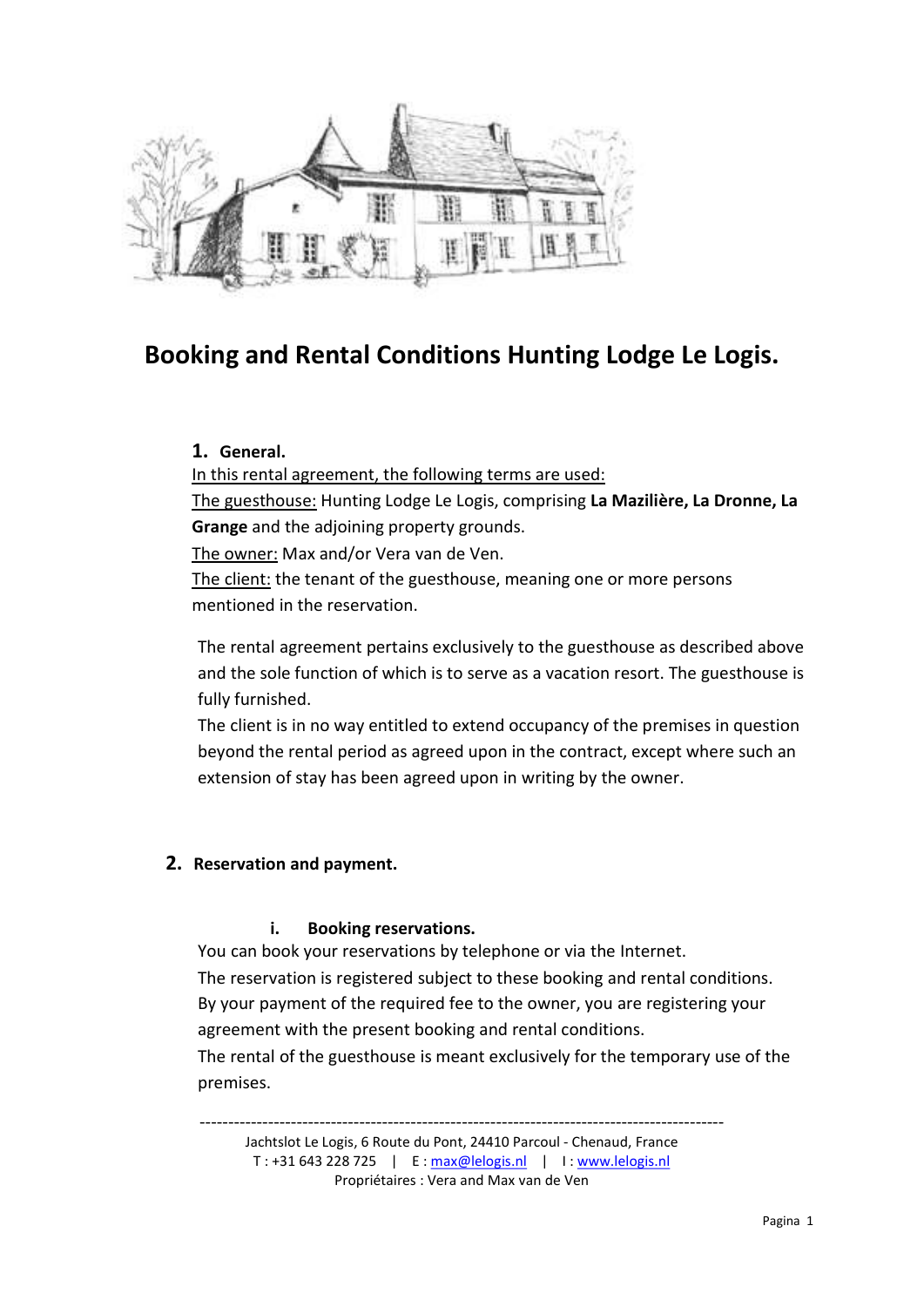# Booking and Rental Conditions Hunting Lodge Le Logis.

## 1. General.

In this rental agreement, the following terms are used:

The guesthouse: Hunting Lodge Le Logis, comprising **La Mazilière, La Dronne, La Grange** and the adjoining property grounds.

The owner: Max and/or Vera van de Ven.

The client: the tenant of the guesthouse, meaning one or more persons mentioned in the reservation.

The rental agreement pertains exclusively to the guesthouse as described above and the sole function of which is to serve as a vacation resort. The guesthouse is fully furnished.

The client is in no way entitled to extend occupancy of the premises in question beyond the rental period as agreed upon in the contract, except where such an extension of stay has been agreed upon in writing by the owner.

## 2. Reservation and payment.

### i. Booking reservations.

You can book your reservations by telephone or via the Internet.

The reservation is registered subject to these booking and rental conditions.

By your payment of the required fee to the owner, you are registering your agreement with the present booking and rental conditions.

The rental of the guesthouse is meant exclusively for the temporary use of the premises.

---

Jachtslot Le Logis, 6 Route du Pont, 24410 Parcoul - Chenaud, France

T : +31 643 228 725 | E : max@lelogis.nl | I : www.lelogis.nl

Propriétaires : Vera and Max van de Ven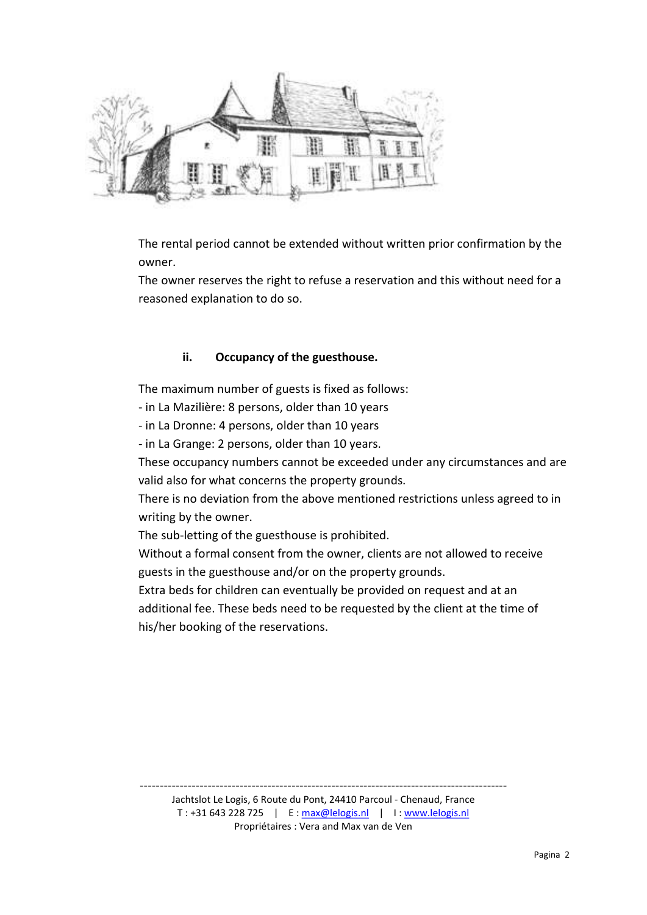The rental period cannot be extended without written prior confirmation by the owner.

The owner reserves the right to refuse a reservation and this without need for a reasoned explanation to do so.

### ii. Occupancy of the guesthouse.

The maximum number of guests is fixed as follows:

- in La Mazilière: 8 persons, older than 10 years
- in La Dronne: 4 persons, older than 10 years
- in La Grange: 2 persons, older than 10 years.

These occupancy numbers cannot be exceeded under any circumstances and are valid also for what concerns the property grounds.

There is no deviation from the above mentioned restrictions unless agreed to in writing by the owner.

The sub-letting of the guesthouse is prohibited.

Without a formal consent from the owner, clients are not allowed to receive guests in the guesthouse and/or on the property grounds.

Extra beds for children can eventually be provided on request and at an additional fee. These beds need to be requested by the client at the time of his/her booking of the reservations.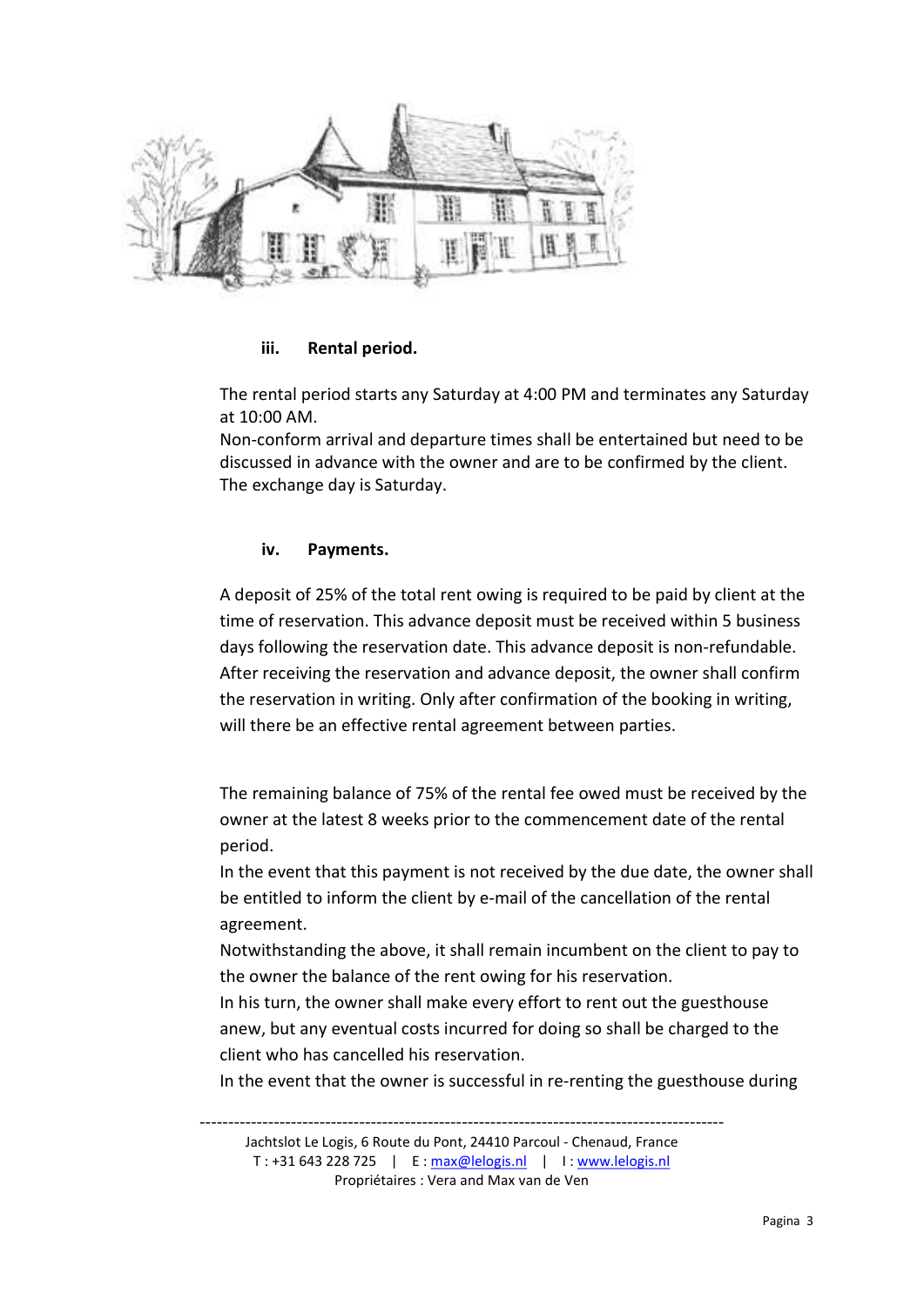### iii. Rental period.

The rental period starts any Saturday at 4:00 PM and terminates any Saturday at 10:00 AM.
Non-conform arrival and departure times shall be entertained but need to be discussed in advance with the owner and are to be confirmed by the client.
The exchange day is Saturday.

### iv. Payments.

A deposit of 25% of the total rent owing is required to be paid by client at the time of reservation. This advance deposit must be received within 5 business days following the reservation date. This advance deposit is non-refundable. After receiving the reservation and advance deposit, the owner shall confirm the reservation in writing. Only after confirmation of the booking in writing, will there be an effective rental agreement between parties.

The remaining balance of 75% of the rental fee owed must be received by the owner at the latest 8 weeks prior to the commencement date of the rental period.
In the event that this payment is not received by the due date, the owner shall be entitled to inform the client by e-mail of the cancellation of the rental agreement.
Notwithstanding the above, it shall remain incumbent on the client to pay to the owner the balance of the rent owing for his reservation.
In his turn, the owner shall make every effort to rent out the guesthouse anew, but any eventual costs incurred for doing so shall be charged to the client who has cancelled his reservation.
In the event that the owner is successful in re-renting the guesthouse during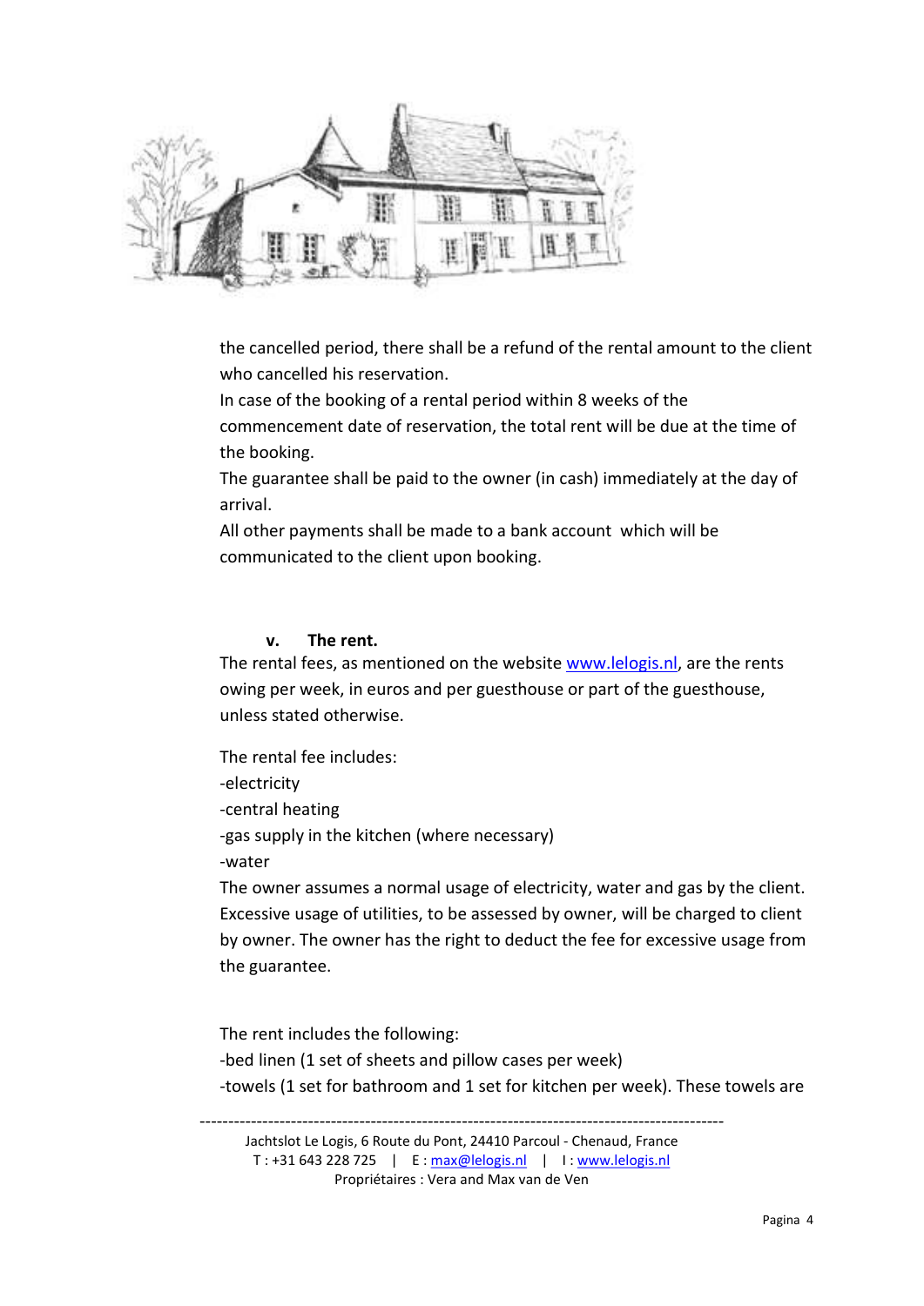the cancelled period, there shall be a refund of the rental amount to the client who cancelled his reservation.

In case of the booking of a rental period within 8 weeks of the commencement date of reservation, the total rent will be due at the time of the booking.

The guarantee shall be paid to the owner (in cash) immediately at the day of arrival.

All other payments shall be made to a bank account which will be communicated to the client upon booking.

### v. The rent.

The rental fees, as mentioned on the website www.lelogis.nl, are the rents owing per week, in euros and per guesthouse or part of the guesthouse, unless stated otherwise.

The rental fee includes:

-electricity

-central heating

-gas supply in the kitchen (where necessary)

-water

The owner assumes a normal usage of electricity, water and gas by the client. Excessive usage of utilities, to be assessed by owner, will be charged to client by owner. The owner has the right to deduct the fee for excessive usage from the guarantee.

The rent includes the following:

-bed linen (1 set of sheets and pillow cases per week)

-towels (1 set for bathroom and 1 set for kitchen per week). These towels are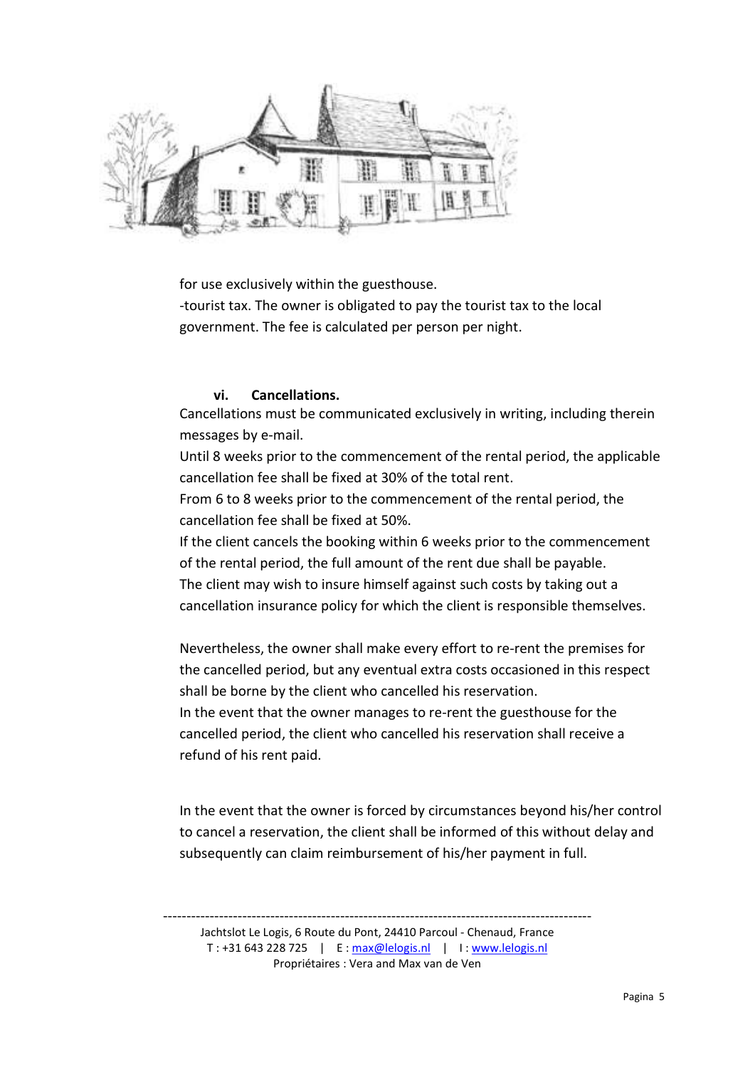for use exclusively within the guesthouse.

-tourist tax. The owner is obligated to pay the tourist tax to the local government. The fee is calculated per person per night.

### vi. Cancellations.

Cancellations must be communicated exclusively in writing, including therein messages by e-mail.

Until 8 weeks prior to the commencement of the rental period, the applicable cancellation fee shall be fixed at 30% of the total rent.

From 6 to 8 weeks prior to the commencement of the rental period, the cancellation fee shall be fixed at 50%.

If the client cancels the booking within 6 weeks prior to the commencement of the rental period, the full amount of the rent due shall be payable.

The client may wish to insure himself against such costs by taking out a cancellation insurance policy for which the client is responsible themselves.

Nevertheless, the owner shall make every effort to re-rent the premises for the cancelled period, but any eventual extra costs occasioned in this respect shall be borne by the client who cancelled his reservation.

In the event that the owner manages to re-rent the guesthouse for the cancelled period, the client who cancelled his reservation shall receive a refund of his rent paid.

In the event that the owner is forced by circumstances beyond his/her control to cancel a reservation, the client shall be informed of this without delay and subsequently can claim reimbursement of his/her payment in full.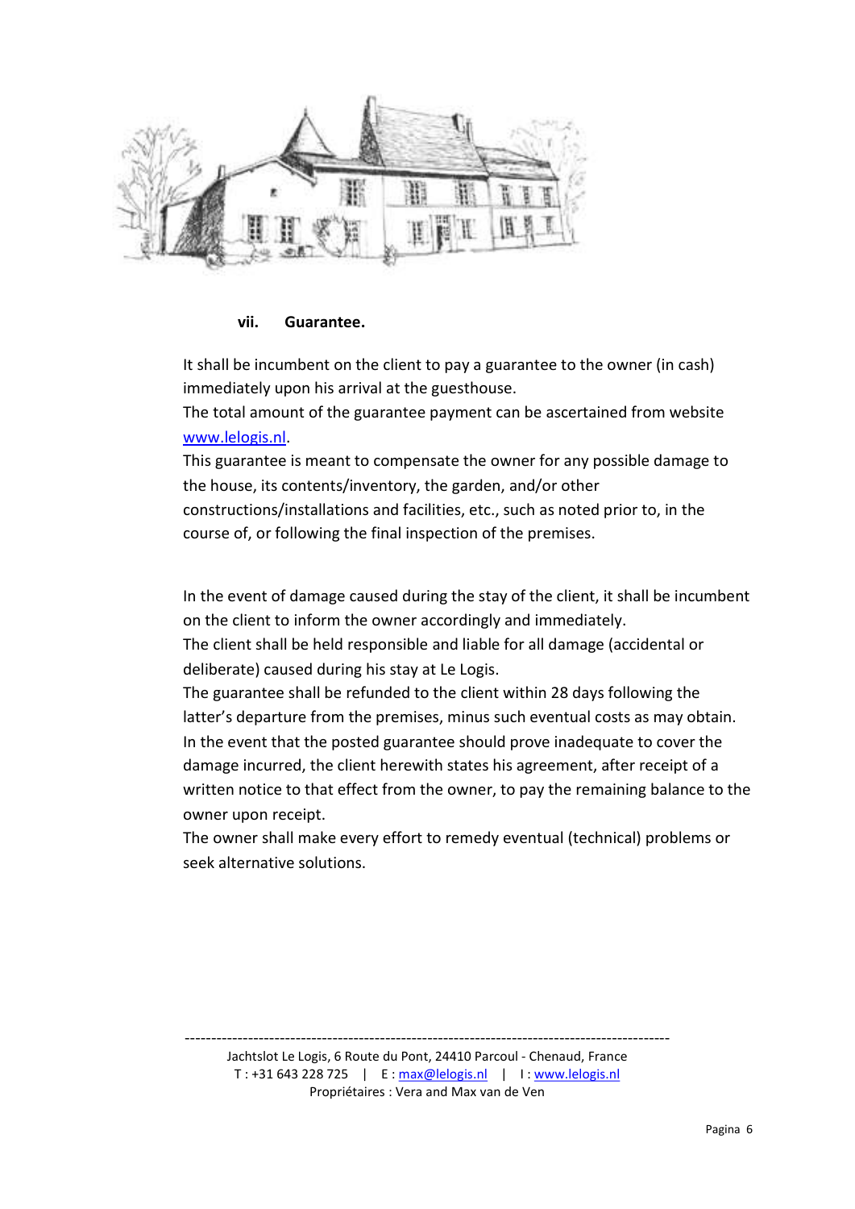### vii. Guarantee.

It shall be incumbent on the client to pay a guarantee to the owner (in cash) immediately upon his arrival at the guesthouse.
The total amount of the guarantee payment can be ascertained from website [www.lelogis.nl](http://www.lelogis.nl).
This guarantee is meant to compensate the owner for any possible damage to the house, its contents/inventory, the garden, and/or other constructions/installations and facilities, etc., such as noted prior to, in the course of, or following the final inspection of the premises.

In the event of damage caused during the stay of the client, it shall be incumbent on the client to inform the owner accordingly and immediately.
The client shall be held responsible and liable for all damage (accidental or deliberate) caused during his stay at Le Logis.
The guarantee shall be refunded to the client within 28 days following the latter's departure from the premises, minus such eventual costs as may obtain.
In the event that the posted guarantee should prove inadequate to cover the damage incurred, the client herewith states his agreement, after receipt of a written notice to that effect from the owner, to pay the remaining balance to the owner upon receipt.
The owner shall make every effort to remedy eventual (technical) problems or seek alternative solutions.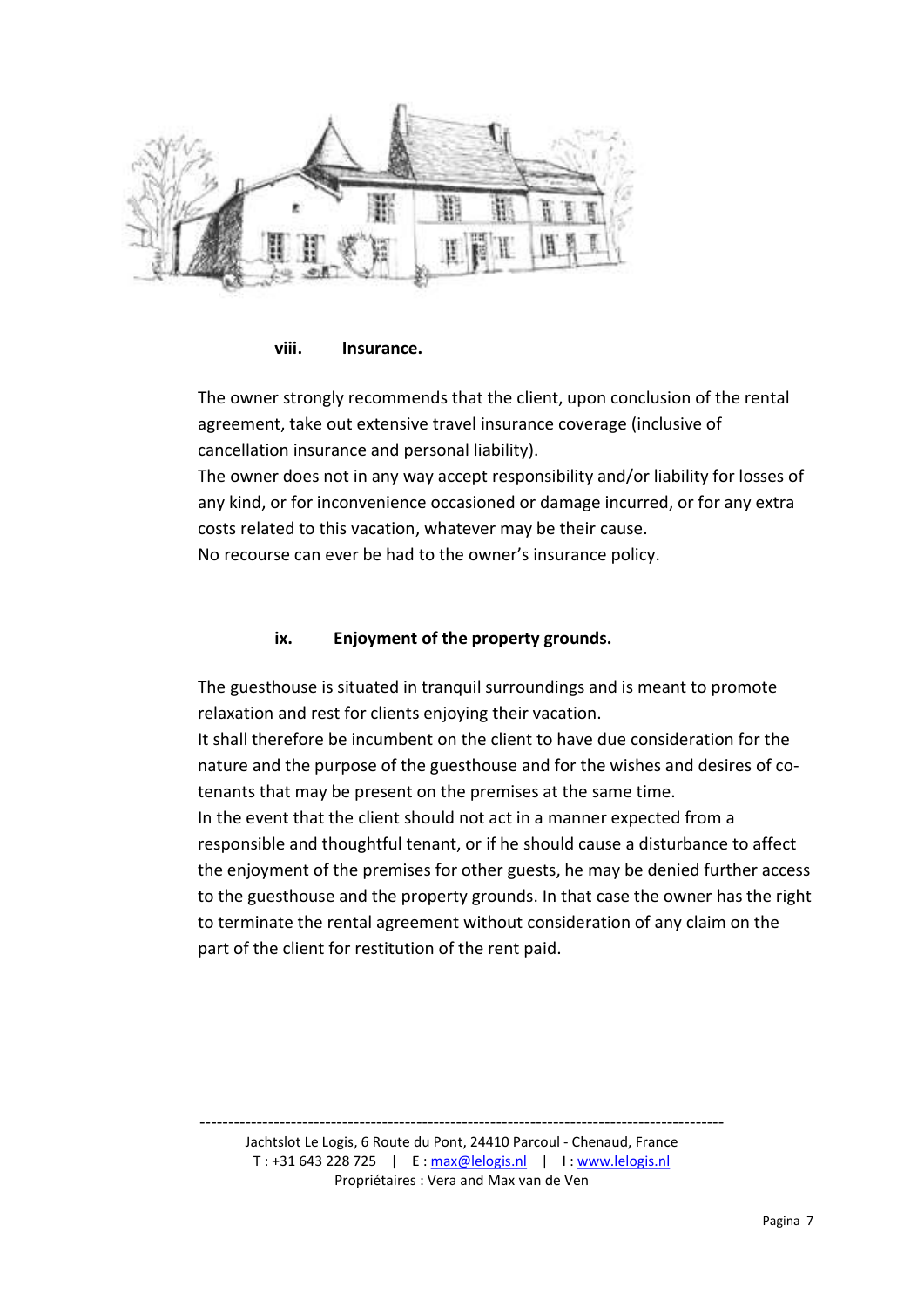### viii. Insurance.

The owner strongly recommends that the client, upon conclusion of the rental agreement, take out extensive travel insurance coverage (inclusive of cancellation insurance and personal liability).
The owner does not in any way accept responsibility and/or liability for losses of any kind, or for inconvenience occasioned or damage incurred, or for any extra costs related to this vacation, whatever may be their cause.
No recourse can ever be had to the owner's insurance policy.

### ix. Enjoyment of the property grounds.

The guesthouse is situated in tranquil surroundings and is meant to promote relaxation and rest for clients enjoying their vacation.
It shall therefore be incumbent on the client to have due consideration for the nature and the purpose of the guesthouse and for the wishes and desires of co-tenants that may be present on the premises at the same time.
In the event that the client should not act in a manner expected from a responsible and thoughtful tenant, or if he should cause a disturbance to affect the enjoyment of the premises for other guests, he may be denied further access to the guesthouse and the property grounds. In that case the owner has the right to terminate the rental agreement without consideration of any claim on the part of the client for restitution of the rent paid.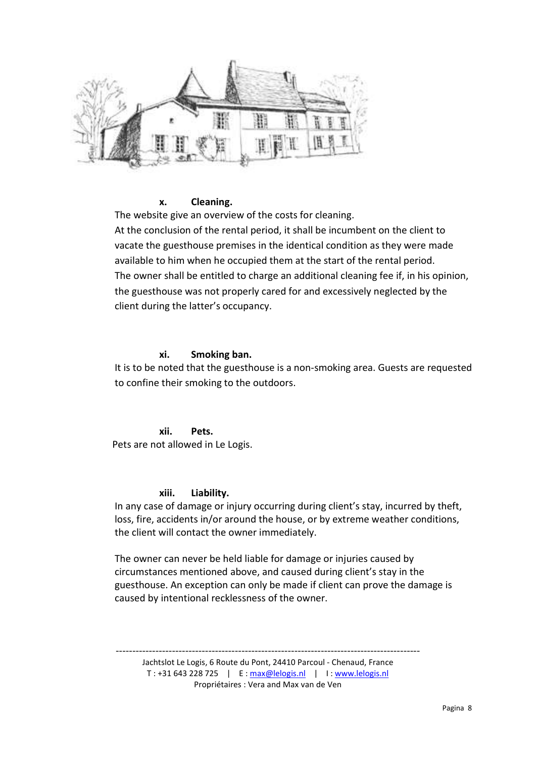**x. Cleaning.**

The website give an overview of the costs for cleaning.
At the conclusion of the rental period, it shall be incumbent on the client to vacate the guesthouse premises in the identical condition as they were made available to him when he occupied them at the start of the rental period.
The owner shall be entitled to charge an additional cleaning fee if, in his opinion, the guesthouse was not properly cared for and excessively neglected by the client during the latter's occupancy.

**xi. Smoking ban.**

It is to be noted that the guesthouse is a non-smoking area. Guests are requested to confine their smoking to the outdoors.

**xii. Pets.**

Pets are not allowed in Le Logis.

**xiii. Liability.**

In any case of damage or injury occurring during client's stay, incurred by theft, loss, fire, accidents in/or around the house, or by extreme weather conditions, the client will contact the owner immediately.

The owner can never be held liable for damage or injuries caused by circumstances mentioned above, and caused during client's stay in the guesthouse. An exception can only be made if client can prove the damage is caused by intentional recklessness of the owner.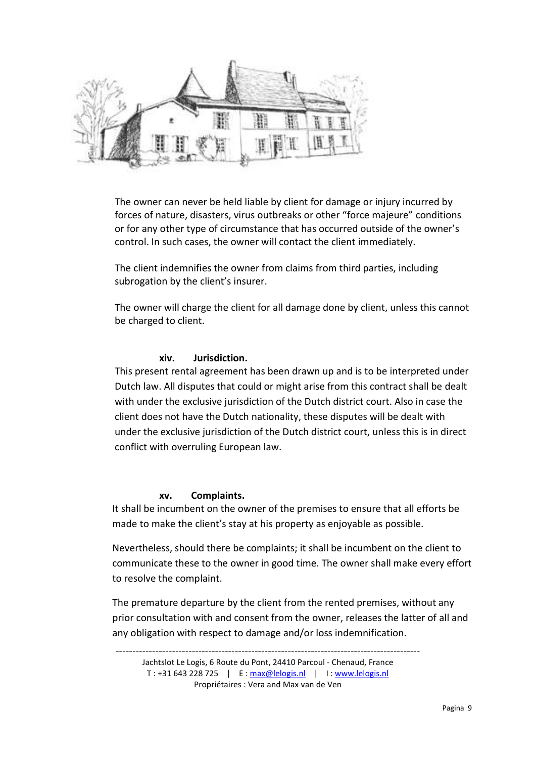The owner can never be held liable by client for damage or injury incurred by forces of nature, disasters, virus outbreaks or other "force majeure" conditions or for any other type of circumstance that has occurred outside of the owner's control. In such cases, the owner will contact the client immediately.

The client indemnifies the owner from claims from third parties, including subrogation by the client's insurer.

The owner will charge the client for all damage done by client, unless this cannot be charged to client.

### xiv. Jurisdiction.

This present rental agreement has been drawn up and is to be interpreted under Dutch law. All disputes that could or might arise from this contract shall be dealt with under the exclusive jurisdiction of the Dutch district court. Also in case the client does not have the Dutch nationality, these disputes will be dealt with under the exclusive jurisdiction of the Dutch district court, unless this is in direct conflict with overruling European law.

### xv. Complaints.

It shall be incumbent on the owner of the premises to ensure that all efforts be made to make the client's stay at his property as enjoyable as possible.

Nevertheless, should there be complaints; it shall be incumbent on the client to communicate these to the owner in good time. The owner shall make every effort to resolve the complaint.

The premature departure by the client from the rented premises, without any prior consultation with and consent from the owner, releases the latter of all and any obligation with respect to damage and/or loss indemnification.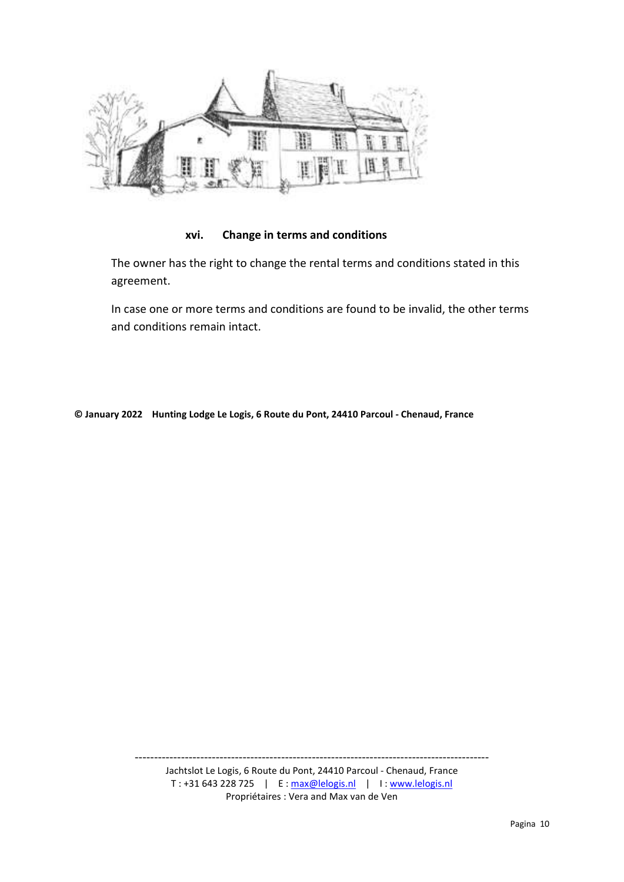### xvi. Change in terms and conditions

The owner has the right to change the rental terms and conditions stated in this agreement.

In case one or more terms and conditions are found to be invalid, the other terms and conditions remain intact.

**© January 2022 Hunting Lodge Le Logis, 6 Route du Pont, 24410 Parcoul - Chenaud, France**